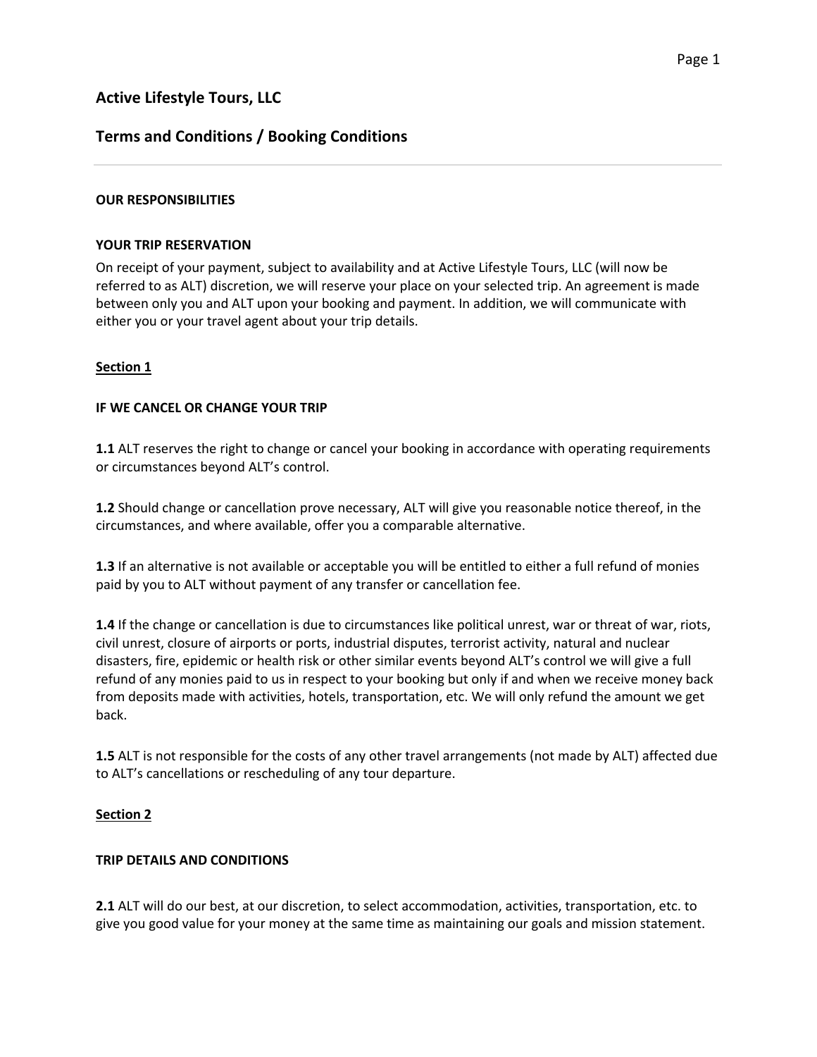# Active Lifestyle Tours, LLC

## Terms and Conditions / Booking Conditions

---

**OUR RESPONSIBILITIES**

**YOUR TRIP RESERVATION**

On receipt of your payment, subject to availability and at Active Lifestyle Tours, LLC (will now be referred to as ALT) discretion, we will reserve your place on your selected trip. An agreement is made between only you and ALT upon your booking and payment. In addition, we will communicate with either you or your travel agent about your trip details.

**Section 1**

**IF WE CANCEL OR CHANGE YOUR TRIP**

**1.1** ALT reserves the right to change or cancel your booking in accordance with operating requirements or circumstances beyond ALT's control.

**1.2** Should change or cancellation prove necessary, ALT will give you reasonable notice thereof, in the circumstances, and where available, offer you a comparable alternative.

**1.3** If an alternative is not available or acceptable you will be entitled to either a full refund of monies paid by you to ALT without payment of any transfer or cancellation fee.

**1.4** If the change or cancellation is due to circumstances like political unrest, war or threat of war, riots, civil unrest, closure of airports or ports, industrial disputes, terrorist activity, natural and nuclear disasters, fire, epidemic or health risk or other similar events beyond ALT's control we will give a full refund of any monies paid to us in respect to your booking but only if and when we receive money back from deposits made with activities, hotels, transportation, etc. We will only refund the amount we get back.

**1.5** ALT is not responsible for the costs of any other travel arrangements (not made by ALT) affected due to ALT's cancellations or rescheduling of any tour departure.

**Section 2**

**TRIP DETAILS AND CONDITIONS**

**2.1** ALT will do our best, at our discretion, to select accommodation, activities, transportation, etc. to give you good value for your money at the same time as maintaining our goals and mission statement.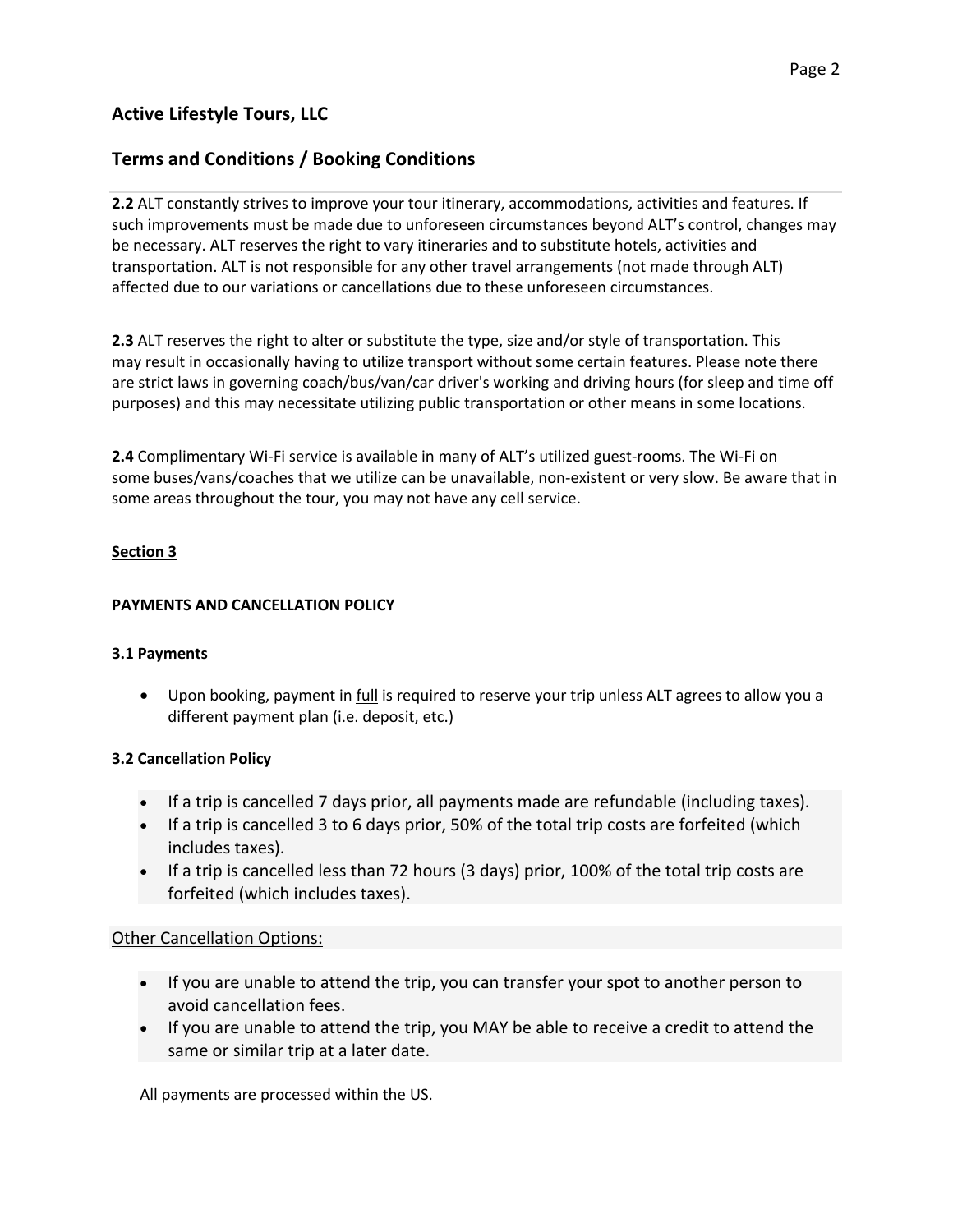## Active Lifestyle Tours, LLC

## Terms and Conditions / Booking Conditions

**2.2** ALT constantly strives to improve your tour itinerary, accommodations, activities and features. If such improvements must be made due to unforeseen circumstances beyond ALT's control, changes may be necessary. ALT reserves the right to vary itineraries and to substitute hotels, activities and transportation. ALT is not responsible for any other travel arrangements (not made through ALT) affected due to our variations or cancellations due to these unforeseen circumstances.

**2.3** ALT reserves the right to alter or substitute the type, size and/or style of transportation. This may result in occasionally having to utilize transport without some certain features. Please note there are strict laws in governing coach/bus/van/car driver's working and driving hours (for sleep and time off purposes) and this may necessitate utilizing public transportation or other means in some locations.

**2.4** Complimentary Wi-Fi service is available in many of ALT's utilized guest-rooms. The Wi-Fi on some buses/vans/coaches that we utilize can be unavailable, non-existent or very slow. Be aware that in some areas throughout the tour, you may not have any cell service.

**Section 3**

**PAYMENTS AND CANCELLATION POLICY**

**3.1 Payments**

- Upon booking, payment in full is required to reserve your trip unless ALT agrees to allow you a different payment plan (i.e. deposit, etc.)

**3.2 Cancellation Policy**

- If a trip is cancelled 7 days prior, all payments made are refundable (including taxes).
- If a trip is cancelled 3 to 6 days prior, 50% of the total trip costs are forfeited (which includes taxes).
- If a trip is cancelled less than 72 hours (3 days) prior, 100% of the total trip costs are forfeited (which includes taxes).

Other Cancellation Options:

- If you are unable to attend the trip, you can transfer your spot to another person to avoid cancellation fees.
- If you are unable to attend the trip, you MAY be able to receive a credit to attend the same or similar trip at a later date.

All payments are processed within the US.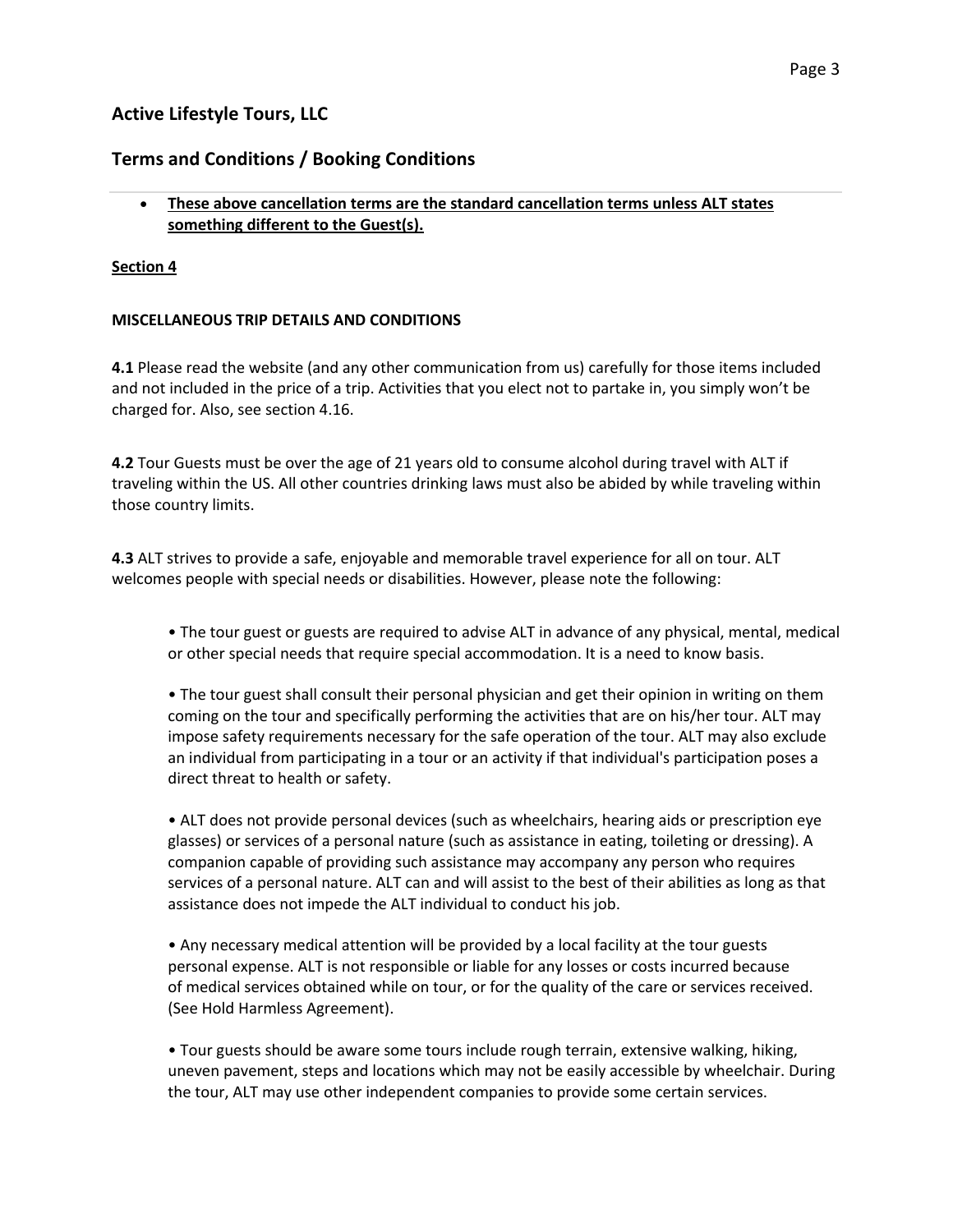## Active Lifestyle Tours, LLC

## Terms and Conditions / Booking Conditions

- **These above cancellation terms are the standard cancellation terms unless ALT states something different to the Guest(s).**

**Section 4**

**MISCELLANEOUS TRIP DETAILS AND CONDITIONS**

**4.1** Please read the website (and any other communication from us) carefully for those items included and not included in the price of a trip. Activities that you elect not to partake in, you simply won't be charged for. Also, see section 4.16.

**4.2** Tour Guests must be over the age of 21 years old to consume alcohol during travel with ALT if traveling within the US. All other countries drinking laws must also be abided by while traveling within those country limits.

**4.3** ALT strives to provide a safe, enjoyable and memorable travel experience for all on tour. ALT welcomes people with special needs or disabilities. However, please note the following:

- The tour guest or guests are required to advise ALT in advance of any physical, mental, medical or other special needs that require special accommodation. It is a need to know basis.

- The tour guest shall consult their personal physician and get their opinion in writing on them coming on the tour and specifically performing the activities that are on his/her tour. ALT may impose safety requirements necessary for the safe operation of the tour. ALT may also exclude an individual from participating in a tour or an activity if that individual's participation poses a direct threat to health or safety.

- ALT does not provide personal devices (such as wheelchairs, hearing aids or prescription eye glasses) or services of a personal nature (such as assistance in eating, toileting or dressing). A companion capable of providing such assistance may accompany any person who requires services of a personal nature. ALT can and will assist to the best of their abilities as long as that assistance does not impede the ALT individual to conduct his job.

- Any necessary medical attention will be provided by a local facility at the tour guests personal expense. ALT is not responsible or liable for any losses or costs incurred because of medical services obtained while on tour, or for the quality of the care or services received. (See Hold Harmless Agreement).

- Tour guests should be aware some tours include rough terrain, extensive walking, hiking, uneven pavement, steps and locations which may not be easily accessible by wheelchair. During the tour, ALT may use other independent companies to provide some certain services.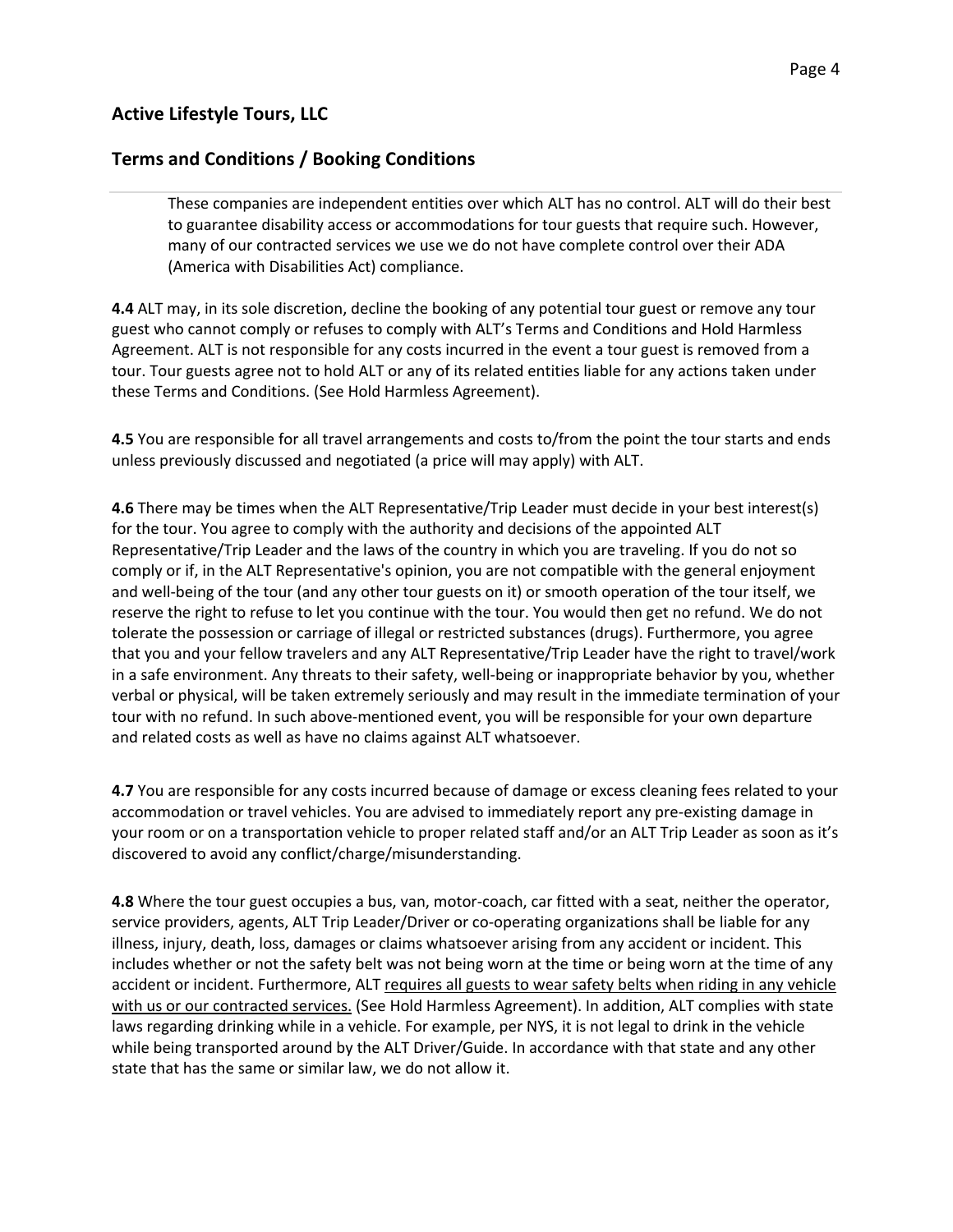These companies are independent entities over which ALT has no control. ALT will do their best to guarantee disability access or accommodations for tour guests that require such. However, many of our contracted services we use we do not have complete control over their ADA (America with Disabilities Act) compliance.

**4.4** ALT may, in its sole discretion, decline the booking of any potential tour guest or remove any tour guest who cannot comply or refuses to comply with ALT's Terms and Conditions and Hold Harmless Agreement. ALT is not responsible for any costs incurred in the event a tour guest is removed from a tour. Tour guests agree not to hold ALT or any of its related entities liable for any actions taken under these Terms and Conditions. (See Hold Harmless Agreement).

**4.5** You are responsible for all travel arrangements and costs to/from the point the tour starts and ends unless previously discussed and negotiated (a price will may apply) with ALT.

**4.6** There may be times when the ALT Representative/Trip Leader must decide in your best interest(s) for the tour. You agree to comply with the authority and decisions of the appointed ALT Representative/Trip Leader and the laws of the country in which you are traveling. If you do not so comply or if, in the ALT Representative's opinion, you are not compatible with the general enjoyment and well-being of the tour (and any other tour guests on it) or smooth operation of the tour itself, we reserve the right to refuse to let you continue with the tour. You would then get no refund. We do not tolerate the possession or carriage of illegal or restricted substances (drugs). Furthermore, you agree that you and your fellow travelers and any ALT Representative/Trip Leader have the right to travel/work in a safe environment. Any threats to their safety, well-being or inappropriate behavior by you, whether verbal or physical, will be taken extremely seriously and may result in the immediate termination of your tour with no refund. In such above-mentioned event, you will be responsible for your own departure and related costs as well as have no claims against ALT whatsoever.

**4.7** You are responsible for any costs incurred because of damage or excess cleaning fees related to your accommodation or travel vehicles. You are advised to immediately report any pre-existing damage in your room or on a transportation vehicle to proper related staff and/or an ALT Trip Leader as soon as it's discovered to avoid any conflict/charge/misunderstanding.

**4.8** Where the tour guest occupies a bus, van, motor-coach, car fitted with a seat, neither the operator, service providers, agents, ALT Trip Leader/Driver or co-operating organizations shall be liable for any illness, injury, death, loss, damages or claims whatsoever arising from any accident or incident. This includes whether or not the safety belt was not being worn at the time or being worn at the time of any accident or incident. Furthermore, ALT <u>requires all guests to wear safety belts when riding in any vehicle with us or our contracted services.</u> (See Hold Harmless Agreement). In addition, ALT complies with state laws regarding drinking while in a vehicle. For example, per NYS, it is not legal to drink in the vehicle while being transported around by the ALT Driver/Guide. In accordance with that state and any other state that has the same or similar law, we do not allow it.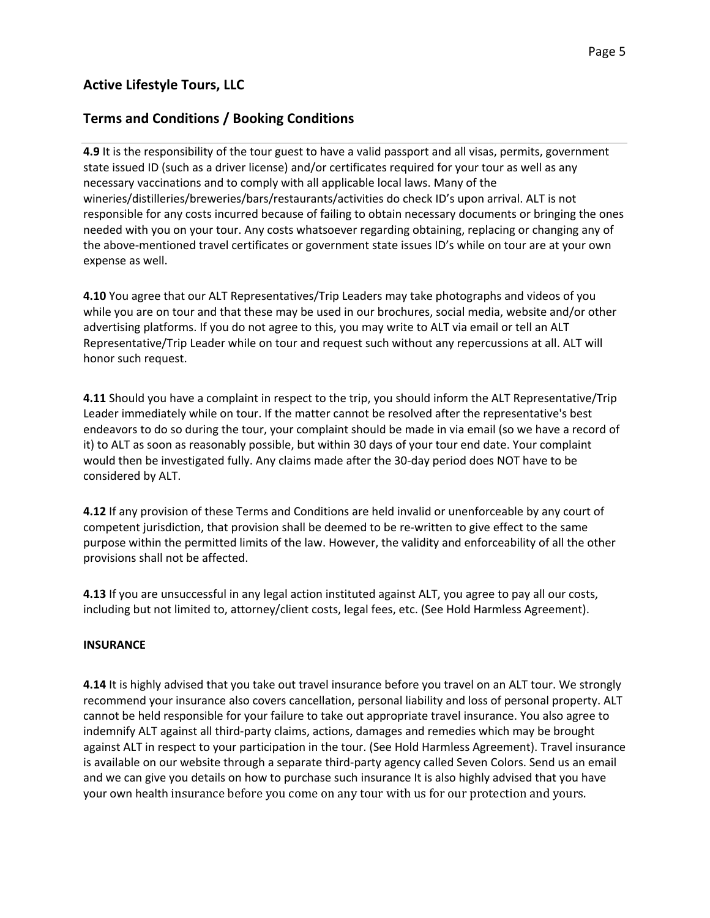## Active Lifestyle Tours, LLC

## Terms and Conditions / Booking Conditions

**4.9** It is the responsibility of the tour guest to have a valid passport and all visas, permits, government state issued ID (such as a driver license) and/or certificates required for your tour as well as any necessary vaccinations and to comply with all applicable local laws. Many of the wineries/distilleries/breweries/bars/restaurants/activities do check ID's upon arrival. ALT is not responsible for any costs incurred because of failing to obtain necessary documents or bringing the ones needed with you on your tour. Any costs whatsoever regarding obtaining, replacing or changing any of the above-mentioned travel certificates or government state issues ID's while on tour are at your own expense as well.

**4.10** You agree that our ALT Representatives/Trip Leaders may take photographs and videos of you while you are on tour and that these may be used in our brochures, social media, website and/or other advertising platforms. If you do not agree to this, you may write to ALT via email or tell an ALT Representative/Trip Leader while on tour and request such without any repercussions at all. ALT will honor such request.

**4.11** Should you have a complaint in respect to the trip, you should inform the ALT Representative/Trip Leader immediately while on tour. If the matter cannot be resolved after the representative's best endeavors to do so during the tour, your complaint should be made in via email (so we have a record of it) to ALT as soon as reasonably possible, but within 30 days of your tour end date. Your complaint would then be investigated fully. Any claims made after the 30-day period does NOT have to be considered by ALT.

**4.12** If any provision of these Terms and Conditions are held invalid or unenforceable by any court of competent jurisdiction, that provision shall be deemed to be re-written to give effect to the same purpose within the permitted limits of the law. However, the validity and enforceability of all the other provisions shall not be affected.

**4.13** If you are unsuccessful in any legal action instituted against ALT, you agree to pay all our costs, including but not limited to, attorney/client costs, legal fees, etc. (See Hold Harmless Agreement).

**INSURANCE**

**4.14** It is highly advised that you take out travel insurance before you travel on an ALT tour. We strongly recommend your insurance also covers cancellation, personal liability and loss of personal property. ALT cannot be held responsible for your failure to take out appropriate travel insurance. You also agree to indemnify ALT against all third-party claims, actions, damages and remedies which may be brought against ALT in respect to your participation in the tour. (See Hold Harmless Agreement). Travel insurance is available on our website through a separate third-party agency called Seven Colors. Send us an email and we can give you details on how to purchase such insurance It is also highly advised that you have your own health insurance before you come on any tour with us for our protection and yours.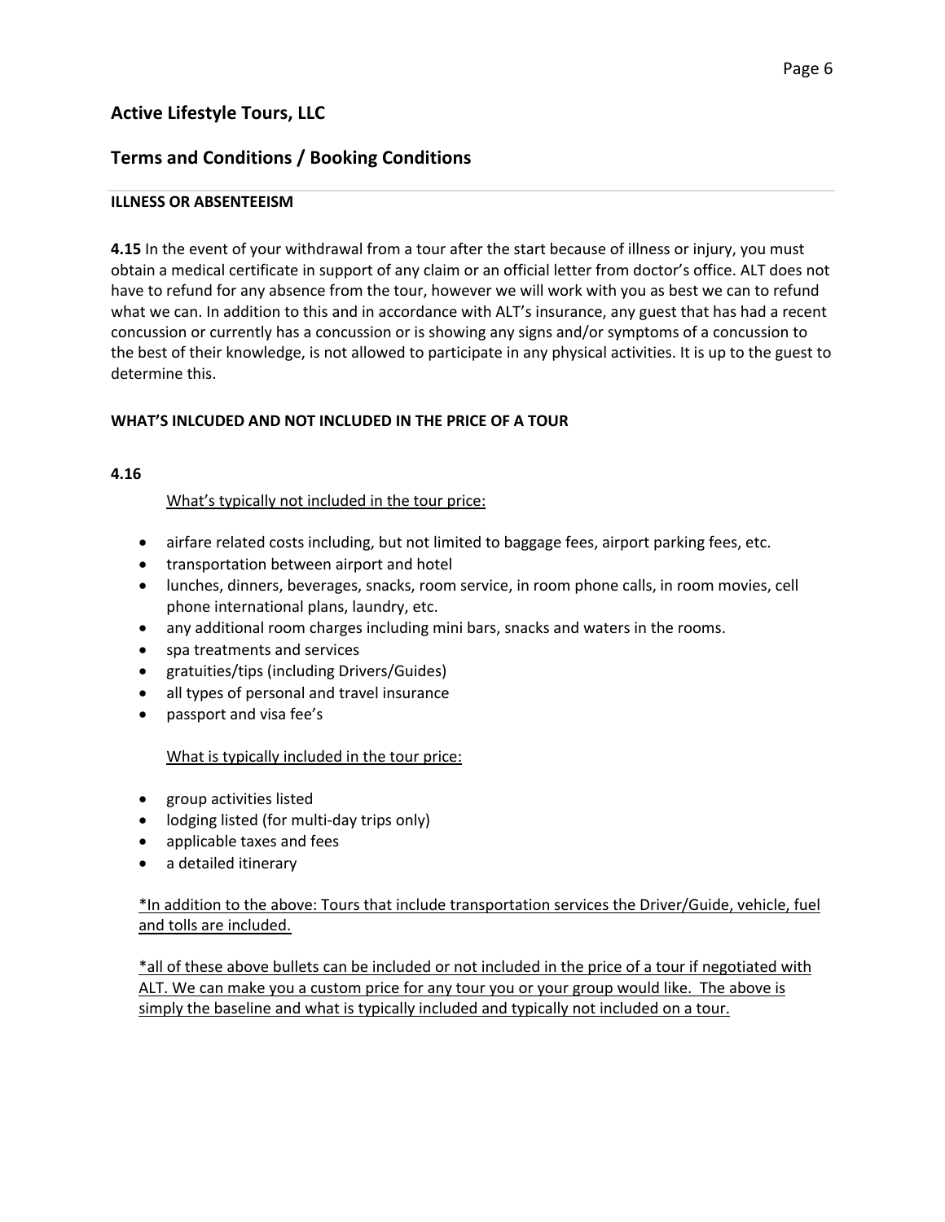## Active Lifestyle Tours, LLC

## Terms and Conditions / Booking Conditions

**ILLNESS OR ABSENTEEISM**

**4.15** In the event of your withdrawal from a tour after the start because of illness or injury, you must obtain a medical certificate in support of any claim or an official letter from doctor's office. ALT does not have to refund for any absence from the tour, however we will work with you as best we can to refund what we can. In addition to this and in accordance with ALT's insurance, any guest that has had a recent concussion or currently has a concussion or is showing any signs and/or symptoms of a concussion to the best of their knowledge, is not allowed to participate in any physical activities. It is up to the guest to determine this.

**WHAT'S INLCUDED AND NOT INCLUDED IN THE PRICE OF A TOUR**

**4.16**

What's typically not included in the tour price:

- airfare related costs including, but not limited to baggage fees, airport parking fees, etc.
- transportation between airport and hotel
- lunches, dinners, beverages, snacks, room service, in room phone calls, in room movies, cell phone international plans, laundry, etc.
- any additional room charges including mini bars, snacks and waters in the rooms.
- spa treatments and services
- gratuities/tips (including Drivers/Guides)
- all types of personal and travel insurance
- passport and visa fee's

What is typically included in the tour price:

- group activities listed
- lodging listed (for multi-day trips only)
- applicable taxes and fees
- a detailed itinerary

*In addition to the above: Tours that include transportation services the Driver/Guide, vehicle, fuel and tolls are included.

*all of these above bullets can be included or not included in the price of a tour if negotiated with ALT. We can make you a custom price for any tour you or your group would like. The above is simply the baseline and what is typically included and typically not included on a tour.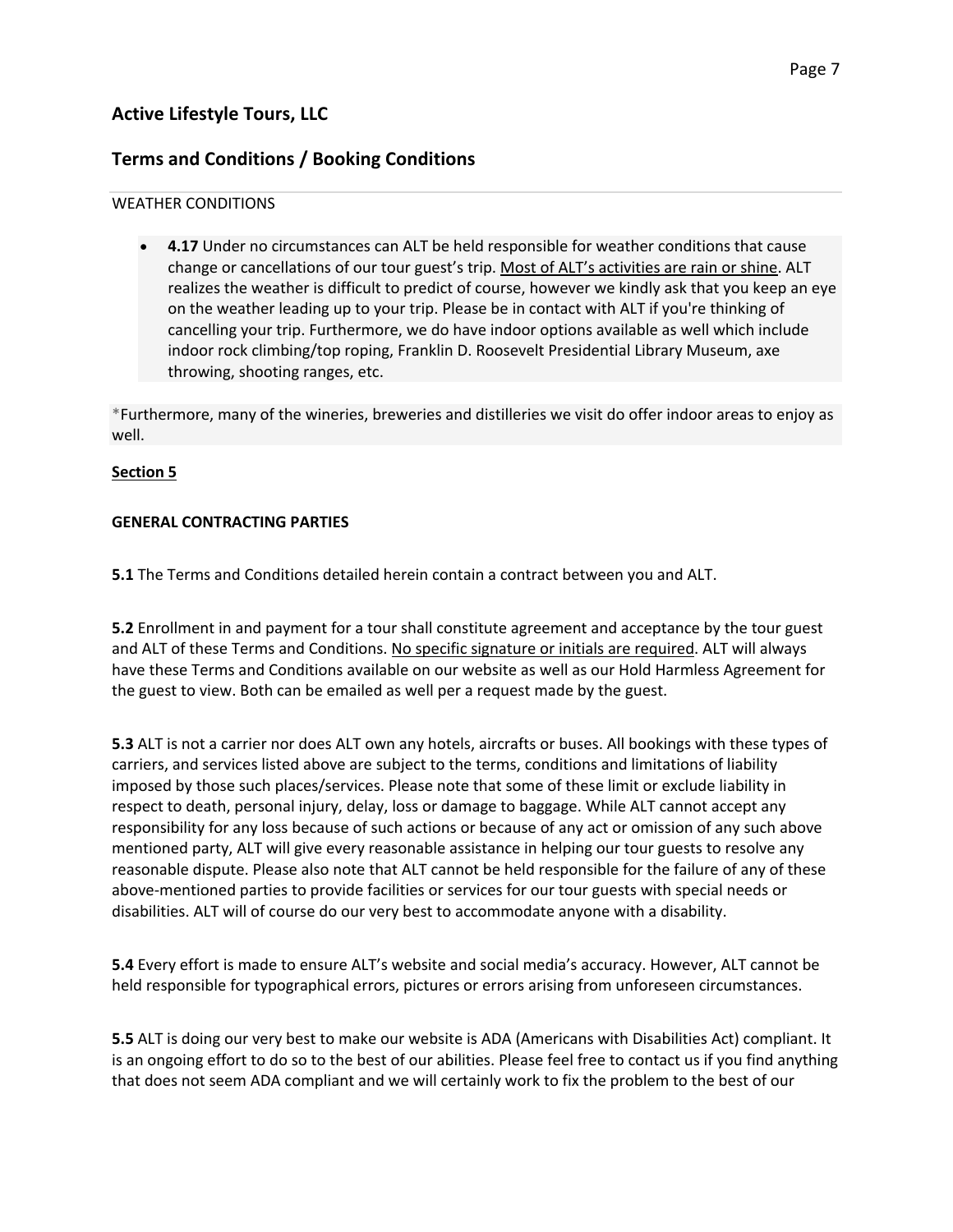## Active Lifestyle Tours, LLC

## Terms and Conditions / Booking Conditions

WEATHER CONDITIONS

- **4.17** Under no circumstances can ALT be held responsible for weather conditions that cause change or cancellations of our tour guest's trip. <u>Most of ALT's activities are rain or shine</u>. ALT realizes the weather is difficult to predict of course, however we kindly ask that you keep an eye on the weather leading up to your trip. Please be in contact with ALT if you're thinking of cancelling your trip. Furthermore, we do have indoor options available as well which include indoor rock climbing/top roping, Franklin D. Roosevelt Presidential Library Museum, axe throwing, shooting ranges, etc.

*Furthermore, many of the wineries, breweries and distilleries we visit do offer indoor areas to enjoy as well.

**<u>Section 5</u>**

**GENERAL CONTRACTING PARTIES**

**5.1** The Terms and Conditions detailed herein contain a contract between you and ALT.

**5.2** Enrollment in and payment for a tour shall constitute agreement and acceptance by the tour guest and ALT of these Terms and Conditions. <u>No specific signature or initials are required</u>. ALT will always have these Terms and Conditions available on our website as well as our Hold Harmless Agreement for the guest to view. Both can be emailed as well per a request made by the guest.

**5.3** ALT is not a carrier nor does ALT own any hotels, aircrafts or buses. All bookings with these types of carriers, and services listed above are subject to the terms, conditions and limitations of liability imposed by those such places/services. Please note that some of these limit or exclude liability in respect to death, personal injury, delay, loss or damage to baggage. While ALT cannot accept any responsibility for any loss because of such actions or because of any act or omission of any such above mentioned party, ALT will give every reasonable assistance in helping our tour guests to resolve any reasonable dispute. Please also note that ALT cannot be held responsible for the failure of any of these above-mentioned parties to provide facilities or services for our tour guests with special needs or disabilities. ALT will of course do our very best to accommodate anyone with a disability.

**5.4** Every effort is made to ensure ALT's website and social media's accuracy. However, ALT cannot be held responsible for typographical errors, pictures or errors arising from unforeseen circumstances.

**5.5** ALT is doing our very best to make our website is ADA (Americans with Disabilities Act) compliant. It is an ongoing effort to do so to the best of our abilities. Please feel free to contact us if you find anything that does not seem ADA compliant and we will certainly work to fix the problem to the best of our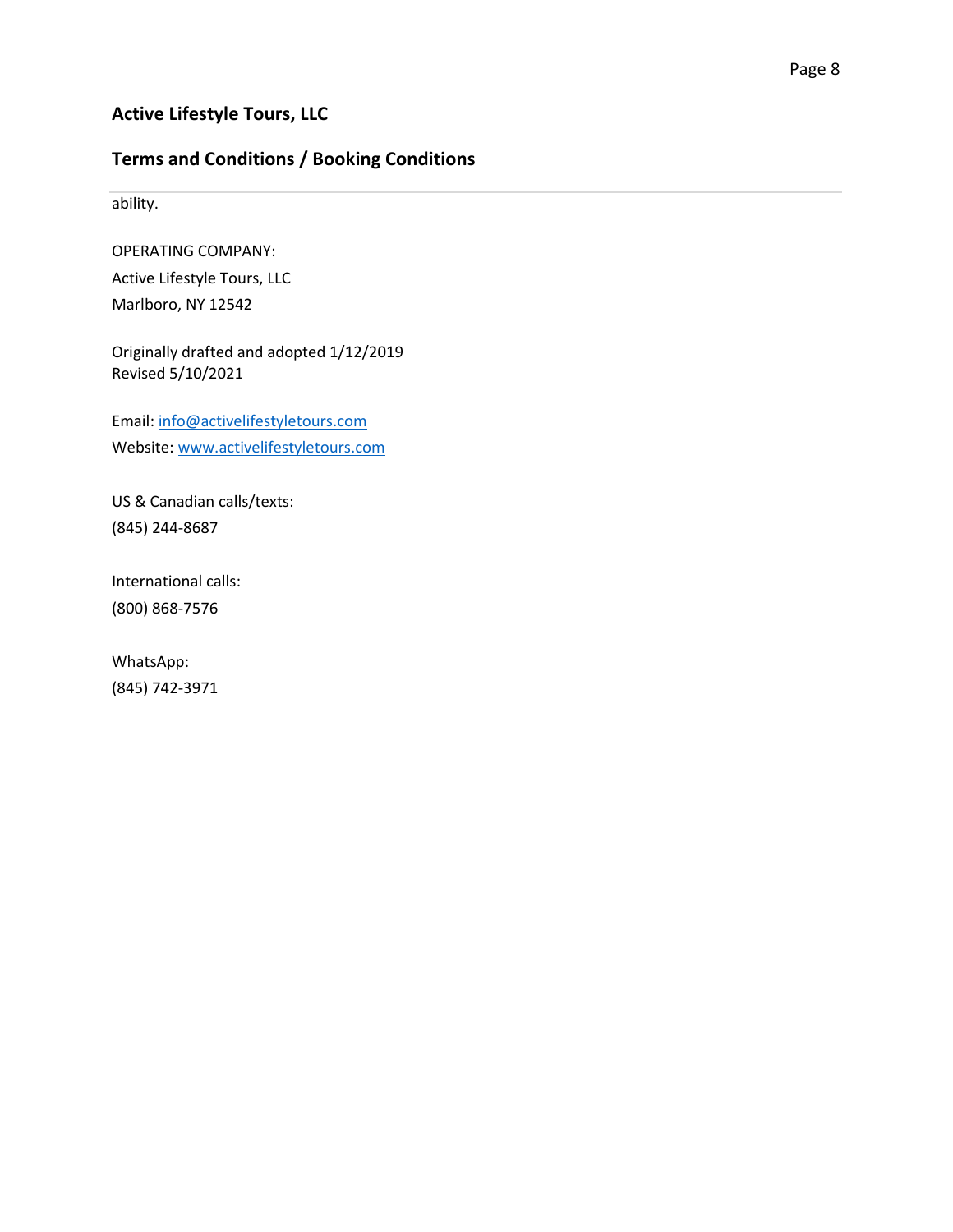ability.

OPERATING COMPANY:
Active Lifestyle Tours, LLC
Marlboro, NY 12542

Originally drafted and adopted 1/12/2019
Revised 5/10/2021

Email: info@activelifestyletours.com
Website: www.activelifestyletours.com

US & Canadian calls/texts:
(845) 244-8687

International calls:
(800) 868-7576

WhatsApp:
(845) 742-3971